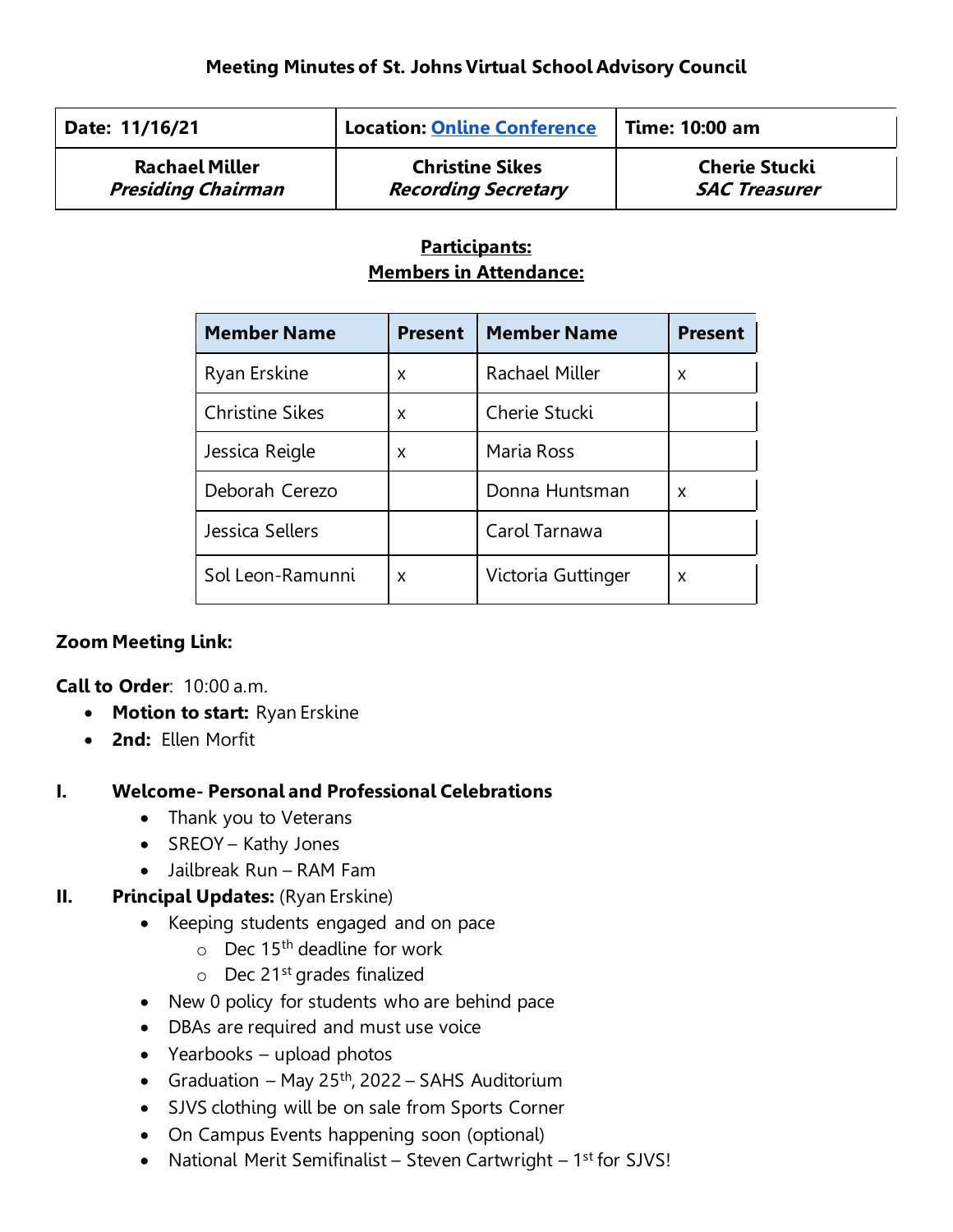## Meeting Minutes of St. Johns Virtual School Advisory Council

| Date: 11/16/21 | Location: Online Conference | Time: 10:00 am |
|---|---|---|
| **Rachael Miller** ***Presiding Chairman*** | **Christine Sikes** ***Recording Secretary*** | **Cherie Stucki** ***SAC Treasurer*** |

**Participants:**
**Members in Attendance:**

| Member Name | Present | Member Name | Present |
|---|---|---|---|
| Ryan Erskine | x | Rachael Miller | x |
| Christine Sikes | x | Cherie Stucki | |
| Jessica Reigle | x | Maria Ross | |
| Deborah Cerezo | | Donna Huntsman | x |
| Jessica Sellers | | Carol Tarnawa | |
| Sol Leon-Ramunni | x | Victoria Guttinger | x |

**Zoom Meeting Link:**

**Call to Order**: 10:00 a.m.

- **Motion to start:** Ryan Erskine
- **2nd:** Ellen Morfit

**I. Welcome- Personal and Professional Celebrations**

- Thank you to Veterans
- SREOY – Kathy Jones
- Jailbreak Run – RAM Fam

**II. Principal Updates:** (Ryan Erskine)

- Keeping students engaged and on pace
  - Dec 15th deadline for work
  - Dec 21st grades finalized
- New 0 policy for students who are behind pace
- DBAs are required and must use voice
- Yearbooks – upload photos
- Graduation – May 25th, 2022 – SAHS Auditorium
- SJVS clothing will be on sale from Sports Corner
- On Campus Events happening soon (optional)
- National Merit Semifinalist – Steven Cartwright – 1st for SJVS!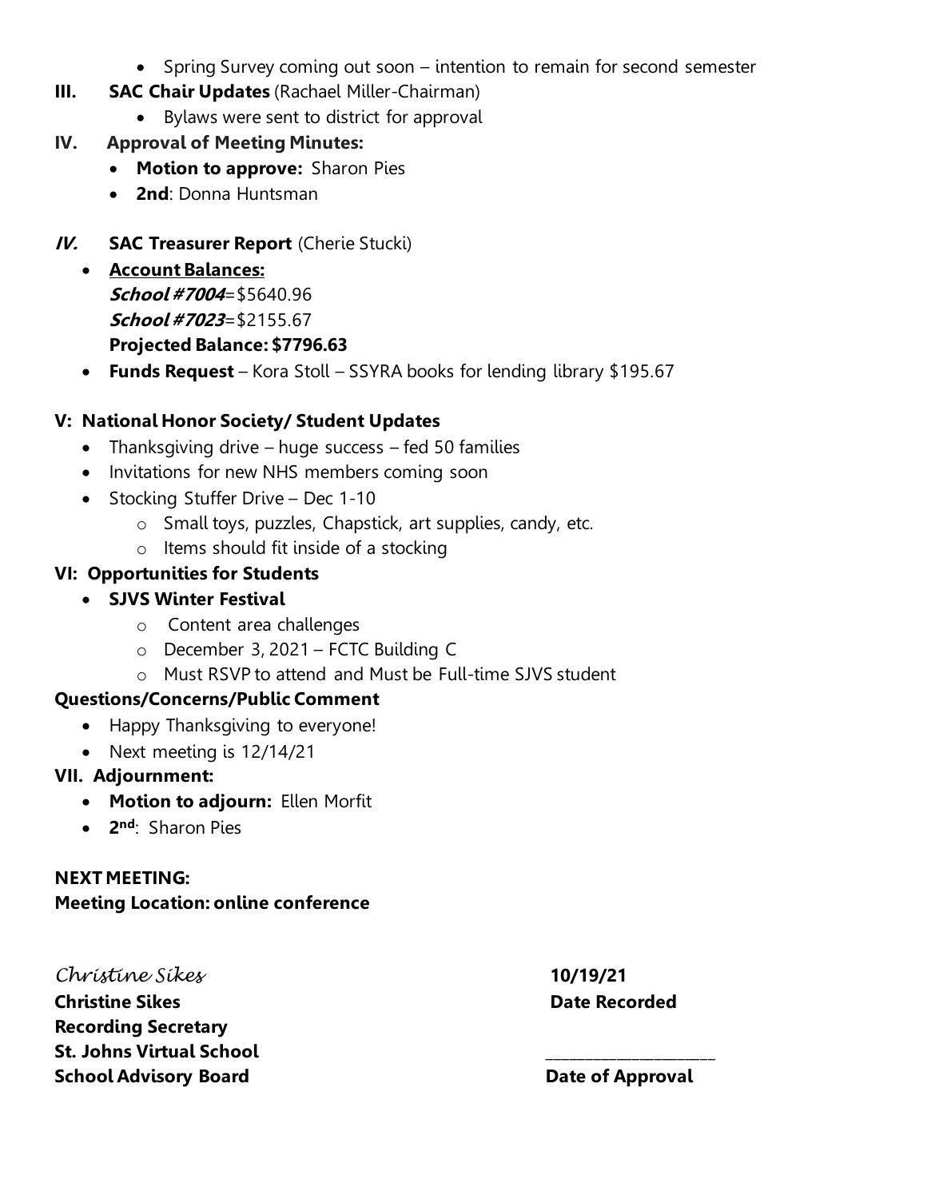- Spring Survey coming out soon – intention to remain for second semester

**III. SAC Chair Updates** (Rachael Miller-Chairman)

- Bylaws were sent to district for approval

**IV. Approval of Meeting Minutes:**

- **Motion to approve:** Sharon Pies
- **2nd**: Donna Huntsman

***IV.*** **SAC Treasurer Report** (Cherie Stucki)

- **Account Balances:**
  ***School #7004***=$5640.96
  ***School #7023***=$2155.67
  **Projected Balance: $7796.63**
- **Funds Request** – Kora Stoll – SSYRA books for lending library $195.67

**V: National Honor Society/ Student Updates**

- Thanksgiving drive – huge success – fed 50 families
- Invitations for new NHS members coming soon
- Stocking Stuffer Drive – Dec 1-10
  - Small toys, puzzles, Chapstick, art supplies, candy, etc.
  - Items should fit inside of a stocking

**VI: Opportunities for Students**

- **SJVS Winter Festival**
  - Content area challenges
  - December 3, 2021 – FCTC Building C
  - Must RSVP to attend and Must be Full-time SJVS student

**Questions/Concerns/Public Comment**

- Happy Thanksgiving to everyone!
- Next meeting is 12/14/21

**VII. Adjournment:**

- **Motion to adjourn:** Ellen Morfit
- **2nd**: Sharon Pies

**NEXT MEETING:**
**Meeting Location: online conference**

*Christine Sikes* **10/19/21**
**Christine Sikes** **Date Recorded**
**Recording Secretary**
**St. Johns Virtual School** ____________________
**School Advisory Board** **Date of Approval**